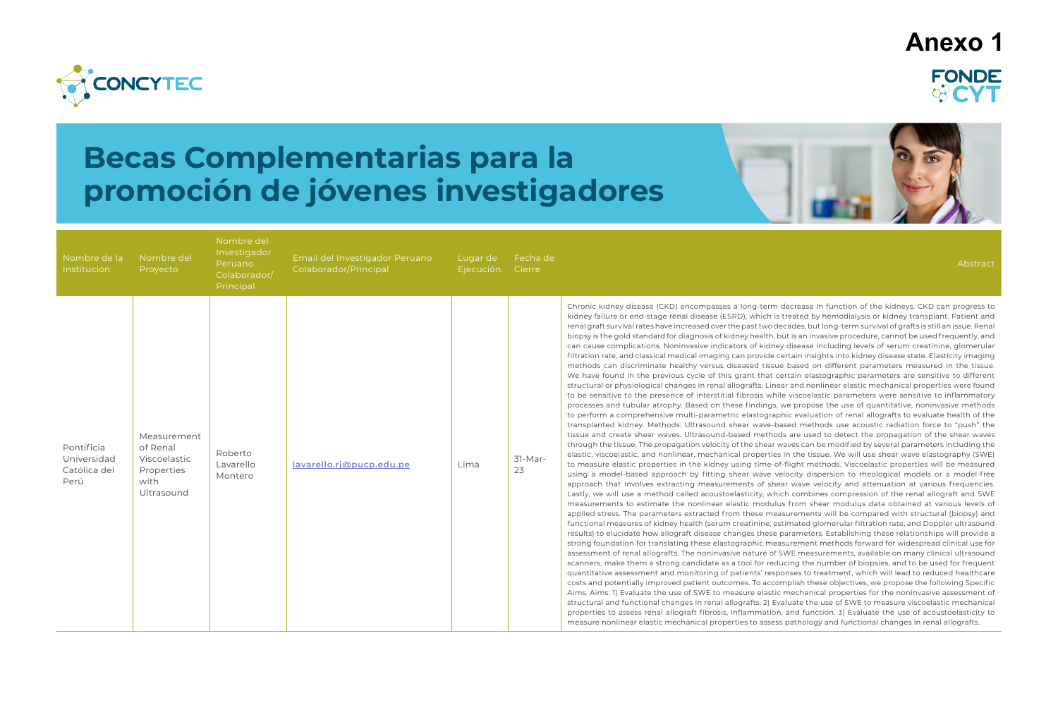# Anexo 1

CONCYTEC

FONDECYT

# Becas Complementarias para la promoción de jóvenes investigadores

| Nombre de la Institución | Nombre del Proyecto | Nombre del Investigador Peruano Colaborador/Principal | Email del Investigador Peruano Colaborador/Principal | Lugar de Ejecución | Fecha de Cierre | Abstract |
|---|---|---|---|---|---|---|
| Pontificia Universidad Católica del Perú | Measurement of Renal Viscoelastic Properties with Ultrasound | Roberto Lavarello Montero | lavarello.rj@pucp.edu.pe | Lima | 31-Mar-23 | Chronic kidney disease (CKD) encompasses a long-term decrease in function of the kidneys. CKD can progress to kidney failure or end-stage renal disease (ESRD), which is treated by hemodialysis or kidney transplant. Patient and renal graft survival rates have increased over the past two decades, but long-term survival of grafts is still an issue. Renal biopsy is the gold standard for diagnosis of kidney health, but is an invasive procedure, cannot be used frequently, and can cause complications. Noninvasive indicators of kidney disease including levels of serum creatinine, glomerular filtration rate, and classical medical imaging can provide certain insights into kidney disease state. Elasticity imaging methods can discriminate healthy versus diseased tissue based on different parameters measured in the tissue. We have found in the previous cycle of this grant that certain elastographic parameters are sensitive to different structural or physiological changes in renal allografts. Linear and nonlinear elastic mechanical properties were found to be sensitive to the presence of interstitial fibrosis while viscoelastic parameters were sensitive to inflammatory processes and tubular atrophy. Based on these findings, we propose the use of quantitative, noninvasive methods to perform a comprehensive multi-parametric elastographic evaluation of renal allografts to evaluate health of the transplanted kidney. Methods: Ultrasound shear wave-based methods use acoustic radiation force to "push" the tissue and create shear waves. Ultrasound-based methods are used to detect the propagation of the shear waves through the tissue. The propagation velocity of the shear waves can be modified by several parameters including the elastic, viscoelastic, and nonlinear, mechanical properties in the tissue. We will use shear wave elastography (SWE) to measure elastic properties in the kidney using time-of-flight methods. Viscoelastic properties will be measured using a model-based approach by fitting shear wave velocity dispersion to rheological models or a model-free approach that involves extracting measurements of shear wave velocity and attenuation at various frequencies. Lastly, we will use a method called acoustoelasticity, which combines compression of the renal allograft and SWE measurements to estimate the nonlinear elastic modulus from shear modulus data obtained at various levels of applied stress. The parameters extracted from these measurements will be compared with structural (biopsy) and functional measures of kidney health (serum creatinine, estimated glomerular filtration rate, and Doppler ultrasound results) to elucidate how allograft disease changes these parameters. Establishing these relationships will provide a strong foundation for translating these elastographic measurement methods forward for widespread clinical use for assessment of renal allografts. The noninvasive nature of SWE measurements, available on many clinical ultrasound scanners, make them a strong candidate as a tool for reducing the number of biopsies, and to be used for frequent quantitative assessment and monitoring of patients' responses to treatment, which will lead to reduced healthcare costs and potentially improved patient outcomes. To accomplish these objectives, we propose the following Specific Aims. Aims: 1) Evaluate the use of SWE to measure elastic mechanical properties for the noninvasive assessment of structural and functional changes in renal allografts. 2) Evaluate the use of SWE to measure viscoelastic mechanical properties to assess renal allograft fibrosis, inflammation, and function. 3) Evaluate the use of acoustoelasticity to measure nonlinear elastic mechanical properties to assess pathology and functional changes in renal allografts. |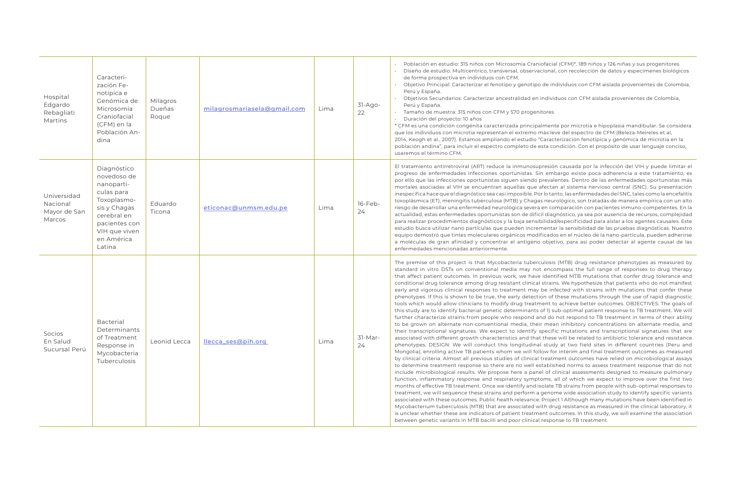| | | | | | | |
|---|---|---|---|---|---|---|
| Hospital Edgardo Rebagliati Martins | Caracterización Fenotípica e Genómica de Microsomia Craniofacial (CFM) en la Población Andina | Milagros Dueñas Roque | milagrosmariasela@gmail.com | Lima | 31-Ago-22 | · Población en estudio: 315 niños con Microsomia Craniofacial (CFM)*, 189 niños y 126 niñas y sus progenitores<br>· Diseño de estudio: Multicentrico, transversal, observacional, con recolección de datos y especímenes biológicos de forma prospectiva en individuos con CFM.<br>· Objetivo Principal: Caracterizar el fenotipo y genotipo de individuos con CFM aislada provenientes de Colombia, Perú y España.<br>· Objetivos Secundarios: Caracterizar ancestralidad en individuos con CFM aislada provenientes de Colombia, Perú y España.<br>· Tamaño de muestra: 315 niños con CFM y 570 progenitores<br>· Duración del proyecto: 10 años<br>* CFM es una condición congénita caracterizada principalmente por microtia e hipoplasia mandibular. Se considera que los individuos con microtia representan el extremo más leve del espectro de CFM (Beleza-Meireles et al, 2014, Keogh et al., 2007). Estamos ampliando el estudio "Caracterización fenotípica y genómica de microtia en la población andina", para incluir el espectro completo de esta condición. Con el propósito de usar lenguaje conciso, usaremos el término CFM. |
| Universidad Nacional Mayor de San Marcos | Diagnóstico novedoso de nanopartículas para Toxoplasmosis y Chagas cerebral en pacientes con VIH que viven en América Latina | Eduardo Ticona | eticonac@unmsm.edu.pe | Lima | 16-Feb-24 | El tratamiento antirretroviral (ART) reduce la inmunosupresión causada por la infección del VIH y puede limitar el progreso de enfermedades infecciones oportunistas. Sin embargo existe poca adherencia a este tratamiento, es por ello que las infecciones oportunistas siguen siendo prevalentes. Dentro de las enfermedades oportunistas más mortales asociadas al VIH se encuentran aquellas que afectan al sistema nervioso central (SNC). Su presentación inespecífica hace que el diagnóstico sea casi imposible. Por lo tanto, las enfermedades del SNC, tales como la encefalitis toxoplásmica (ET), meningitis tuberculosa (MTB) y Chagas neurológico, son tratadas de manera empírica con un alto riesgo de desarrollar una enfermedad neurológica severa en comparación con pacientes inmuno-competentes. En la actualidad, estas enfermedades oportunistas son de difícil diagnóstico, ya sea por ausencia de recursos, complejidad para realizar procedimientos diagnósticos y la baja sensibilidad/especificidad para aislar a los agentes causales. Este estudio busca utilizar nano partículas que pueden incrementar la sensibilidad de las pruebas diagnósticas. Nuestro equipo demostró que tintes moleculares orgánicos modificados en el núcleo de la nano-partícula, pueden adherirse a moléculas de gran afinidad y concentrar el antígeno objetivo, para asi poder detectar al agente causal de las enfermedades mencionadas anteriormente. |
| Socios En Salud Sucursal Perú | Bacterial Determinants of Treatment Response in Mycobacteria Tuberculosis | Leonid Lecca | llecca_ses@pih.org | Lima | 31-Mar-24 | The premise of this project is that Mycobacteria tuberculosis (MTB) drug resistance phenotypes as measured by standard in vitro DSTs on conventional media may not encompass the full range of responses to drug therapy that affect patient outcomes. In previous work, we have identified MTB mutations that confer drug tolerance and conditional drug tolerance among drug resistant clinical strains. We hypothesize that patients who do not manifest early and vigorous clinical responses to treatment may be infected with strains with mutations that confer these phenotypes. If this is shown to be true, the early detection of these mutations through the use of rapid diagnostic tools which would allow clinicians to modify drug treatment to achieve better outcomes. OBJECTIVES: The goals of this study are to identify bacterial genetic determinants of 1) sub-optimal patient response to TB treatment. We will further characterize strains from people who respond and do not respond to TB treatment in terms of their ability to be grown on alternate non-conventional media, their mean inhibitory concentrations on alternate media, and their transcriptional signatures. We expect to identify specific mutations and transcriptional signatures that are associated with different growth characteristics and that these will be related to antibiotic tolerance and resistance phenotypes. DESIGN: We will conduct this longitudinal study at two field sites in different countries (Peru and Mongolia), enrolling active TB patients whom we will follow for interim and final treatment outcomes as measured by clinical criteria. Almost all previous studies of clinical treatment outcomes have relied on microbiological assays to determine treatment response so there are no well established norms to assess treatment response that do not include microbiological results. We propose here a panel of clinical assessments designed to measure pulmonary function, inflammatory response and respiratory symptoms, all of which we expect to improve over the first two months of effective TB treatment. Once we identify and isolate TB strains from people with sub-optimal responses to treatment, we will sequence these strains and perform a genome wide association study to identify specific variants associated with these outcomes. Public health relevance: Project 1 Although many mutations have been identified in Mycobacterium tuberculosis (MTB) that are associated with drug resistance as measured in the clinical laboratory, it is unclear whether these are indicators of patient treatment outcomes. In this study, we will examine the association between genetic variants in MTB bacilli and poor clinical response to TB treatment. |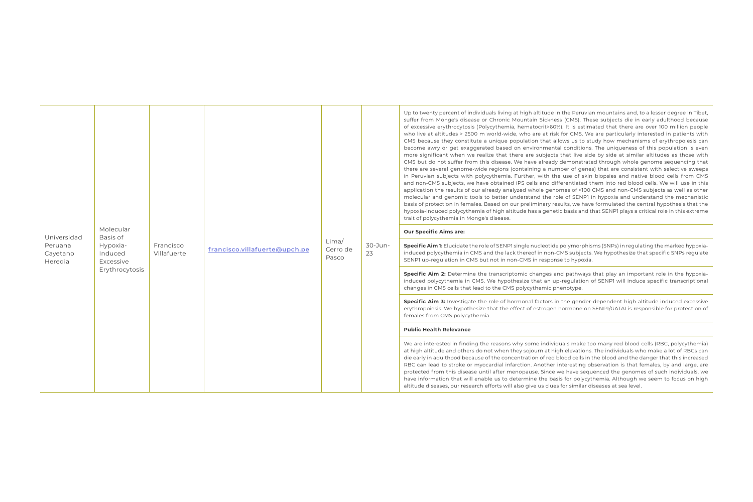| Universidad Peruana Cayetano Heredia | Molecular Basis of Hypoxia-Induced Excessive Erythrocytosis | Francisco Villafuerte | francisco.villafuerte@upch.pe | Lima/ Cerro de Pasco | 30-Jun-23 | Up to twenty percent of individuals living at high altitude in the Peruvian mountains and, to a lesser degree in Tibet, suffer from Monge's disease or Chronic Mountain Sickness (CMS). These subjects die in early adulthood because of excessive erythrocytosis (Polycythemia, hematocrit>60%). It is estimated that there are over 100 million people who live at altitudes > 2500 m world-wide, who are at risk for CMS. We are particularly interested in patients with CMS because they constitute a unique population that allows us to study how mechanisms of erythropoiesis can become awry or get exaggerated based on environmental conditions. The uniqueness of this population is even more significant when we realize that there are subjects that live side by side at similar altitudes as those with CMS but do not suffer from this disease. We have already demonstrated through whole genome sequencing that there are several genome-wide regions (containing a number of genes) that are consistent with selective sweeps in Peruvian subjects with polycythemia. Further, with the use of skin biopsies and native blood cells from CMS and non-CMS subjects, we have obtained iPS cells and differentiated them into red blood cells. We will use in this application the results of our already analyzed whole genomes of >100 CMS and non-CMS subjects as well as other molecular and genomic tools to better understand the role of SENP1 in hypoxia and understand the mechanistic basis of protection in females. Based on our preliminary results, we have formulated the central hypothesis that the hypoxia-induced polycythemia of high altitude has a genetic basis and that SENP1 plays a critical role in this extreme trait of polycythemia in Monge's disease.<br><br>**Our Specific Aims are:**<br><br>**Specific Aim 1:** Elucidate the role of SENP1 single nucleotide polymorphisms (SNPs) in regulating the marked hypoxia-induced polycythemia in CMS and the lack thereof in non-CMS subjects. We hypothesize that specific SNPs regulate SENP1 up-regulation in CMS but not in non-CMS in response to hypoxia.<br><br>**Specific Aim 2:** Determine the transcriptomic changes and pathways that play an important role in the hypoxia-induced polycythemia in CMS. We hypothesize that an up-regulation of SENP1 will induce specific transcriptional changes in CMS cells that lead to the CMS polycythemic phenotype.<br><br>**Specific Aim 3:** Investigate the role of hormonal factors in the gender-dependent high altitude induced excessive erythropoiesis. We hypothesize that the effect of estrogen hormone on SENP1/GATA1 is responsible for protection of females from CMS polycythemia.<br><br>**Public Health Relevance**<br><br>We are interested in finding the reasons why some individuals make too many red blood cells (RBC, polycythemia) at high altitude and others do not when they sojourn at high elevations. The individuals who make a lot of RBCs can die early in adulthood because of the concentration of red blood cells in the blood and the danger that this increased RBC can lead to stroke or myocardial infarction. Another interesting observation is that females, by and large, are protected from this disease until after menopause. Since we have sequenced the genomes of such individuals, we have information that will enable us to determine the basis for polycythemia. Although we seem to focus on high altitude diseases, our research efforts will also give us clues for similar diseases at sea level. |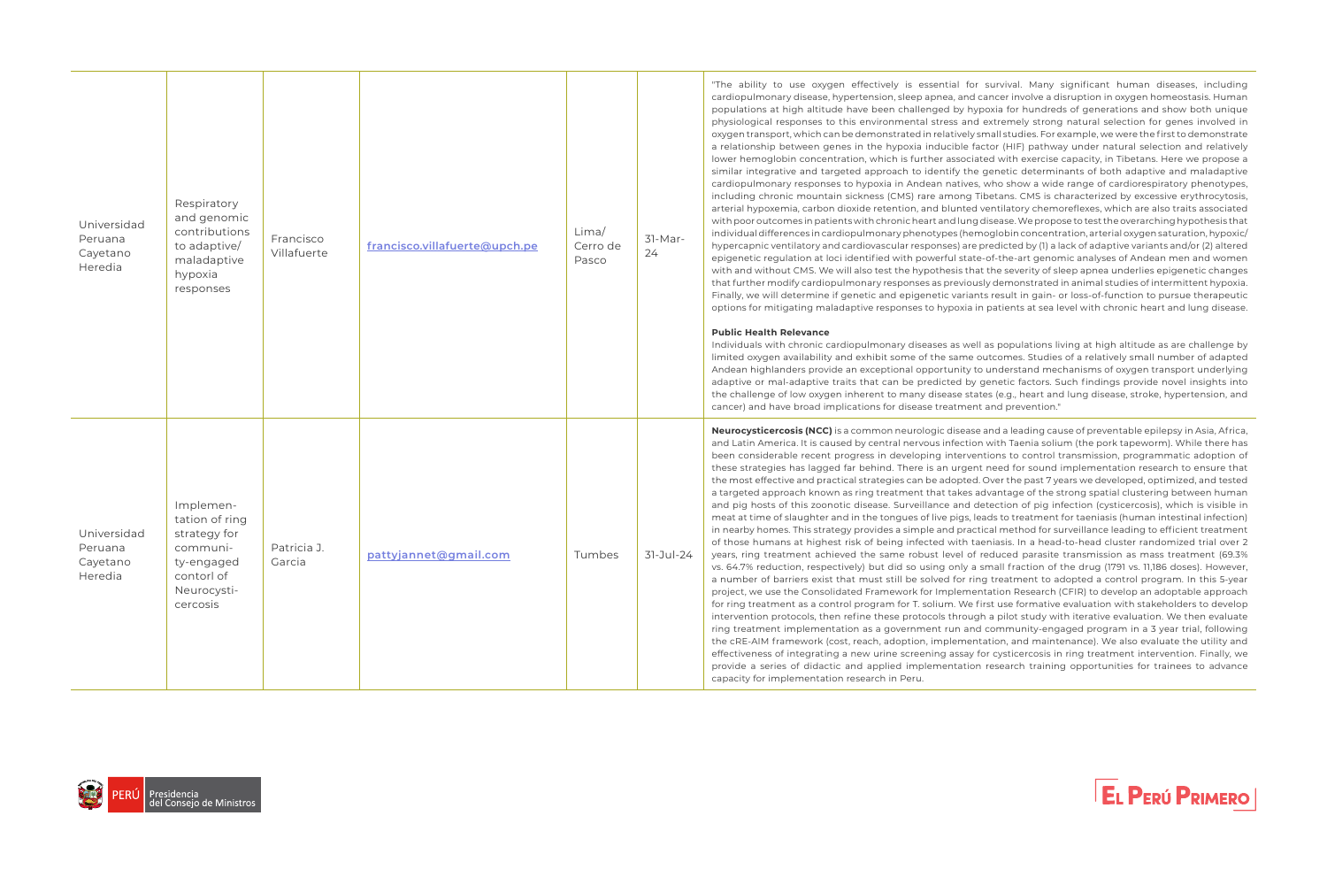| | | | | | | |
|---|---|---|---|---|---|---|
| Universidad Peruana Cayetano Heredia | Respiratory and genomic contributions to adaptive/ maladaptive hypoxia responses | Francisco Villafuerte | francisco.villafuerte@upch.pe | Lima/ Cerro de Pasco | 31-Mar-24 | "The ability to use oxygen effectively is essential for survival. Many significant human diseases, including cardiopulmonary disease, hypertension, sleep apnea, and cancer involve a disruption in oxygen homeostasis. Human populations at high altitude have been challenged by hypoxia for hundreds of generations and show both unique physiological responses to this environmental stress and extremely strong natural selection for genes involved in oxygen transport, which can be demonstrated in relatively small studies. For example, we were the first to demonstrate a relationship between genes in the hypoxia inducible factor (HIF) pathway under natural selection and relatively lower hemoglobin concentration, which is further associated with exercise capacity, in Tibetans. Here we propose a similar integrative and targeted approach to identify the genetic determinants of both adaptive and maladaptive cardiopulmonary responses to hypoxia in Andean natives, who show a wide range of cardiorespiratory phenotypes, including chronic mountain sickness (CMS) rare among Tibetans. CMS is characterized by excessive erythrocytosis, arterial hypoxemia, carbon dioxide retention, and blunted ventilatory chemoreflexes, which are also traits associated with poor outcomes in patients with chronic heart and lung disease. We propose to test the overarching hypothesis that individual differences in cardiopulmonary phenotypes (hemoglobin concentration, arterial oxygen saturation, hypoxic/ hypercapnic ventilatory and cardiovascular responses) are predicted by (1) a lack of adaptive variants and/or (2) altered epigenetic regulation at loci identified with powerful state-of-the-art genomic analyses of Andean men and women with and without CMS. We will also test the hypothesis that the severity of sleep apnea underlies epigenetic changes that further modify cardiopulmonary responses as previously demonstrated in animal studies of intermittent hypoxia. Finally, we will determine if genetic and epigenetic variants result in gain- or loss-of-function to pursue therapeutic options for mitigating maladaptive responses to hypoxia in patients at sea level with chronic heart and lung disease.<br><br>**Public Health Relevance**<br>Individuals with chronic cardiopulmonary diseases as well as populations living at high altitude as are challenge by limited oxygen availability and exhibit some of the same outcomes. Studies of a relatively small number of adapted Andean highlanders provide an exceptional opportunity to understand mechanisms of oxygen transport underlying adaptive or mal-adaptive traits that can be predicted by genetic factors. Such findings provide novel insights into the challenge of low oxygen inherent to many disease states (e.g., heart and lung disease, stroke, hypertension, and cancer) and have broad implications for disease treatment and prevention." |
| Universidad Peruana Cayetano Heredia | Implementation of ring strategy for community-engaged contorl of Neurocysticercosis | Patricia J. Garcia | pattyjannet@gmail.com | Tumbes | 31-Jul-24 | **Neurocysticercosis (NCC)** is a common neurologic disease and a leading cause of preventable epilepsy in Asia, Africa, and Latin America. It is caused by central nervous infection with Taenia solium (the pork tapeworm). While there has been considerable recent progress in developing interventions to control transmission, programmatic adoption of these strategies has lagged far behind. There is an urgent need for sound implementation research to ensure that the most effective and practical strategies can be adopted. Over the past 7 years we developed, optimized, and tested a targeted approach known as ring treatment that takes advantage of the strong spatial clustering between human and pig hosts of this zoonotic disease. Surveillance and detection of pig infection (cysticercosis), which is visible in meat at time of slaughter and in the tongues of live pigs, leads to treatment for taeniasis (human intestinal infection) in nearby homes. This strategy provides a simple and practical method for surveillance leading to efficient treatment of those humans at highest risk of being infected with taeniasis. In a head-to-head cluster randomized trial over 2 years, ring treatment achieved the same robust level of reduced parasite transmission as mass treatment (69.3% vs. 64.7% reduction, respectively) but did so using only a small fraction of the drug (1791 vs. 11,186 doses). However, a number of barriers exist that must still be solved for ring treatment to adopted a control program. In this 5-year project, we use the Consolidated Framework for Implementation Research (CFIR) to develop an adoptable approach for ring treatment as a control program for T. solium. We first use formative evaluation with stakeholders to develop intervention protocols, then refine these protocols through a pilot study with iterative evaluation. We then evaluate ring treatment implementation as a government run and community-engaged program in a 3 year trial, following the cRE-AIM framework (cost, reach, adoption, implementation, and maintenance). We also evaluate the utility and effectiveness of integrating a new urine screening assay for cysticercosis in ring treatment intervention. Finally, we provide a series of didactic and applied implementation research training opportunities for trainees to advance capacity for implementation research in Peru. |